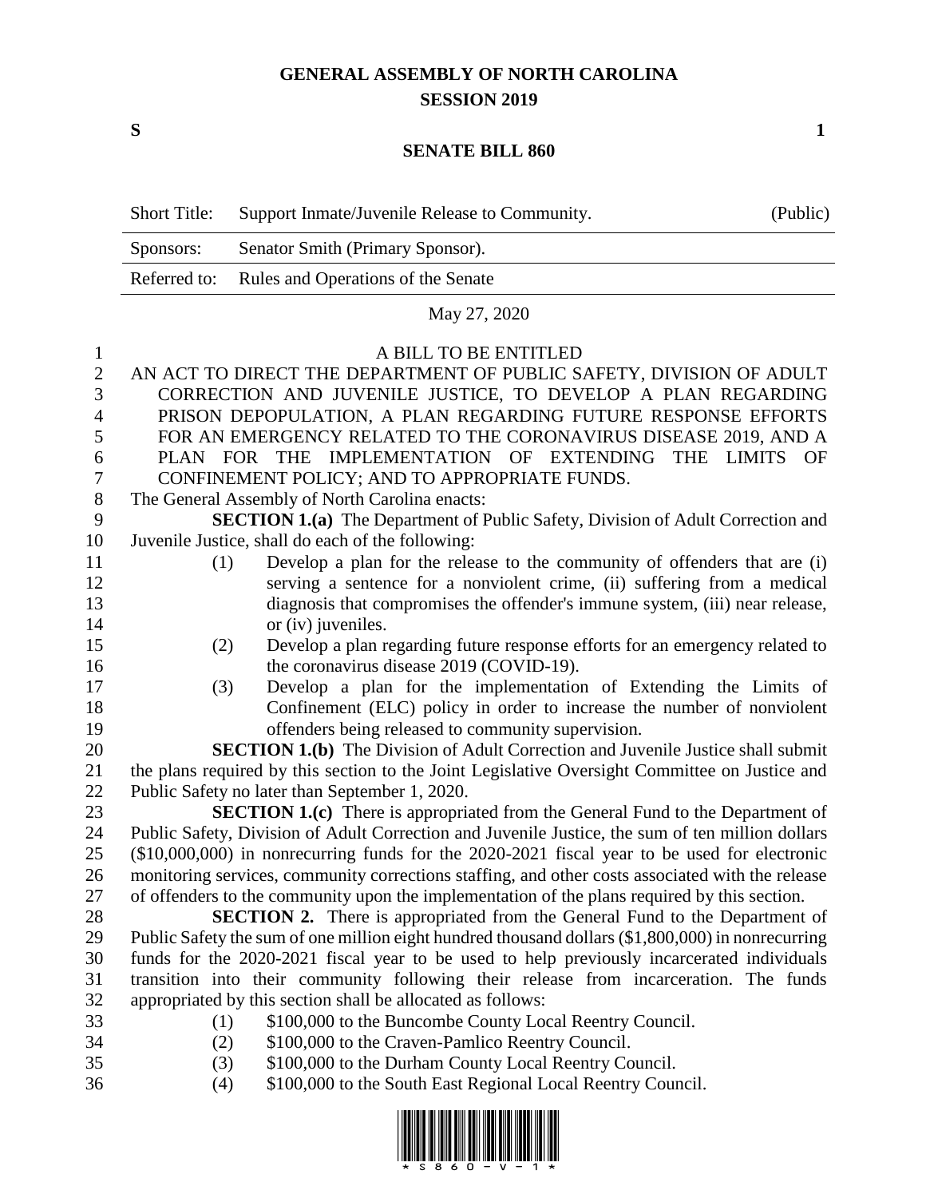# GENERAL ASSEMBLY OF NORTH CAROLINA
## SESSION 2019

**S** **1**

## SENATE BILL 860

| | | |
|---|---|---|
| Short Title: | Support Inmate/Juvenile Release to Community. | (Public) |
| Sponsors: | Senator Smith (Primary Sponsor). | |
| Referred to: | Rules and Operations of the Senate | |

May 27, 2020

A BILL TO BE ENTITLED

AN ACT TO DIRECT THE DEPARTMENT OF PUBLIC SAFETY, DIVISION OF ADULT CORRECTION AND JUVENILE JUSTICE, TO DEVELOP A PLAN REGARDING PRISON DEPOPULATION, A PLAN REGARDING FUTURE RESPONSE EFFORTS FOR AN EMERGENCY RELATED TO THE CORONAVIRUS DISEASE 2019, AND A PLAN FOR THE IMPLEMENTATION OF EXTENDING THE LIMITS OF CONFINEMENT POLICY; AND TO APPROPRIATE FUNDS.

The General Assembly of North Carolina enacts:

**SECTION 1.(a)** The Department of Public Safety, Division of Adult Correction and Juvenile Justice, shall do each of the following:

(1) Develop a plan for the release to the community of offenders that are (i) serving a sentence for a nonviolent crime, (ii) suffering from a medical diagnosis that compromises the offender's immune system, (iii) near release, or (iv) juveniles.

(2) Develop a plan regarding future response efforts for an emergency related to the coronavirus disease 2019 (COVID-19).

(3) Develop a plan for the implementation of Extending the Limits of Confinement (ELC) policy in order to increase the number of nonviolent offenders being released to community supervision.

**SECTION 1.(b)** The Division of Adult Correction and Juvenile Justice shall submit the plans required by this section to the Joint Legislative Oversight Committee on Justice and Public Safety no later than September 1, 2020.

**SECTION 1.(c)** There is appropriated from the General Fund to the Department of Public Safety, Division of Adult Correction and Juvenile Justice, the sum of ten million dollars ($10,000,000) in nonrecurring funds for the 2020-2021 fiscal year to be used for electronic monitoring services, community corrections staffing, and other costs associated with the release of offenders to the community upon the implementation of the plans required by this section.

**SECTION 2.** There is appropriated from the General Fund to the Department of Public Safety the sum of one million eight hundred thousand dollars ($1,800,000) in nonrecurring funds for the 2020-2021 fiscal year to be used to help previously incarcerated individuals transition into their community following their release from incarceration. The funds appropriated by this section shall be allocated as follows:

(1) $100,000 to the Buncombe County Local Reentry Council.

(2) $100,000 to the Craven-Pamlico Reentry Council.

(3) $100,000 to the Durham County Local Reentry Council.

(4) $100,000 to the South East Regional Local Reentry Council.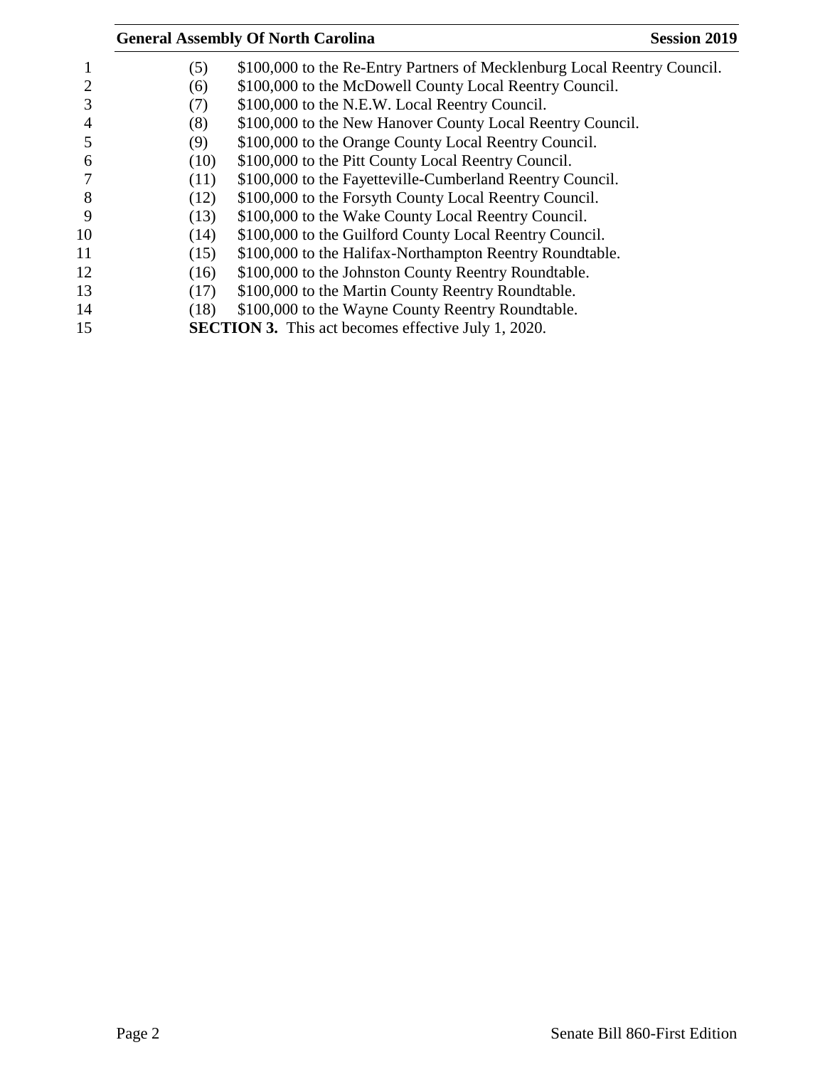(5) $100,000 to the Re-Entry Partners of Mecklenburg Local Reentry Council.
(6) $100,000 to the McDowell County Local Reentry Council.
(7) $100,000 to the N.E.W. Local Reentry Council.
(8) $100,000 to the New Hanover County Local Reentry Council.
(9) $100,000 to the Orange County Local Reentry Council.
(10) $100,000 to the Pitt County Local Reentry Council.
(11) $100,000 to the Fayetteville-Cumberland Reentry Council.
(12) $100,000 to the Forsyth County Local Reentry Council.
(13) $100,000 to the Wake County Local Reentry Council.
(14) $100,000 to the Guilford County Local Reentry Council.
(15) $100,000 to the Halifax-Northampton Reentry Roundtable.
(16) $100,000 to the Johnston County Reentry Roundtable.
(17) $100,000 to the Martin County Reentry Roundtable.
(18) $100,000 to the Wayne County Reentry Roundtable.

**SECTION 3.** This act becomes effective July 1, 2020.